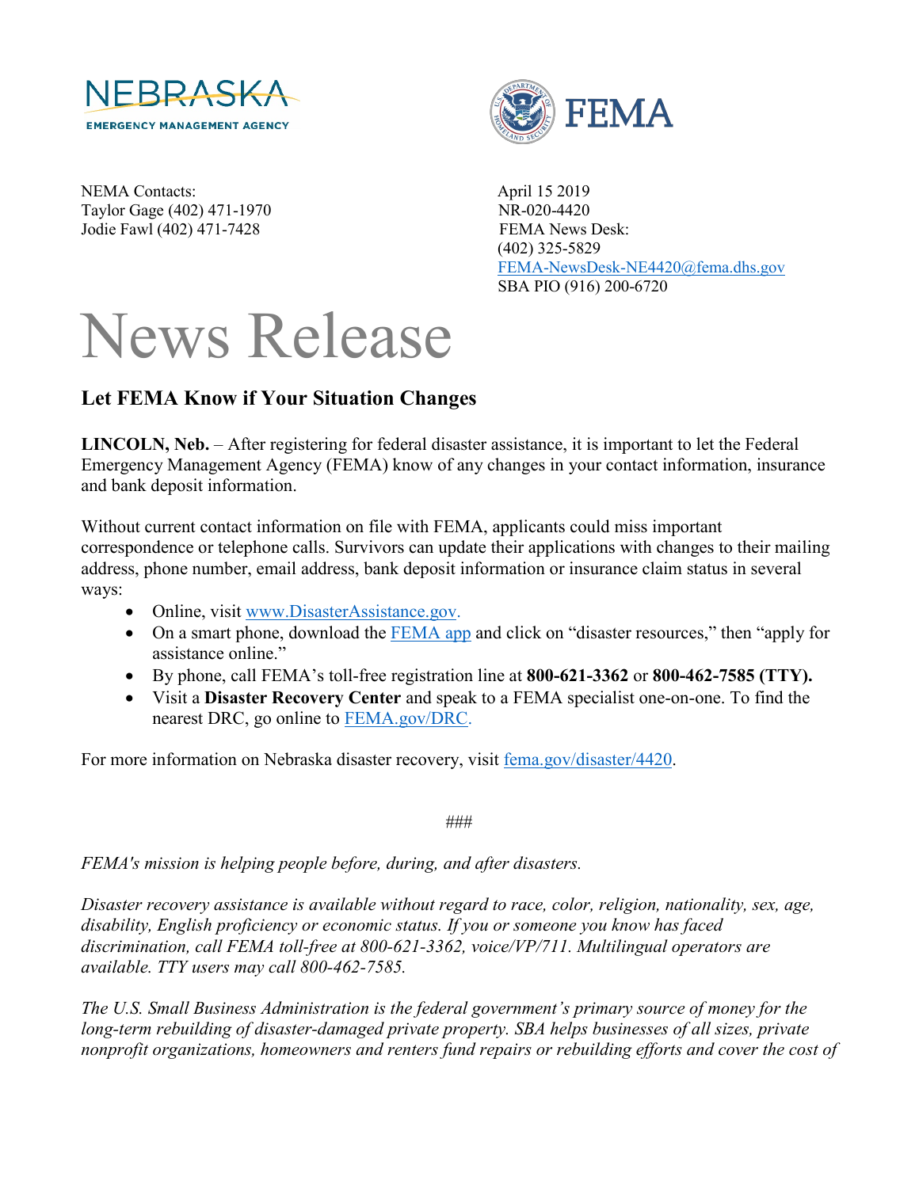NEMA Contacts:
Taylor Gage (402) 471-1970
Jodie Fawl (402) 471-7428

April 15 2019
NR-020-4420
FEMA News Desk:
(402) 325-5829
FEMA-NewsDesk-NE4420@fema.dhs.gov
SBA PIO (916) 200-6720

# News Release

## Let FEMA Know if Your Situation Changes

**LINCOLN, Neb.** – After registering for federal disaster assistance, it is important to let the Federal Emergency Management Agency (FEMA) know of any changes in your contact information, insurance and bank deposit information.

Without current contact information on file with FEMA, applicants could miss important correspondence or telephone calls. Survivors can update their applications with changes to their mailing address, phone number, email address, bank deposit information or insurance claim status in several ways:

- Online, visit www.DisasterAssistance.gov.
- On a smart phone, download the FEMA app and click on "disaster resources," then "apply for assistance online."
- By phone, call FEMA's toll-free registration line at **800-621-3362** or **800-462-7585 (TTY).**
- Visit a **Disaster Recovery Center** and speak to a FEMA specialist one-on-one. To find the nearest DRC, go online to FEMA.gov/DRC.

For more information on Nebraska disaster recovery, visit fema.gov/disaster/4420.

###

*FEMA's mission is helping people before, during, and after disasters.*

*Disaster recovery assistance is available without regard to race, color, religion, nationality, sex, age, disability, English proficiency or economic status. If you or someone you know has faced discrimination, call FEMA toll-free at 800-621-3362, voice/VP/711. Multilingual operators are available. TTY users may call 800-462-7585.*

*The U.S. Small Business Administration is the federal government's primary source of money for the long-term rebuilding of disaster-damaged private property. SBA helps businesses of all sizes, private nonprofit organizations, homeowners and renters fund repairs or rebuilding efforts and cover the cost of*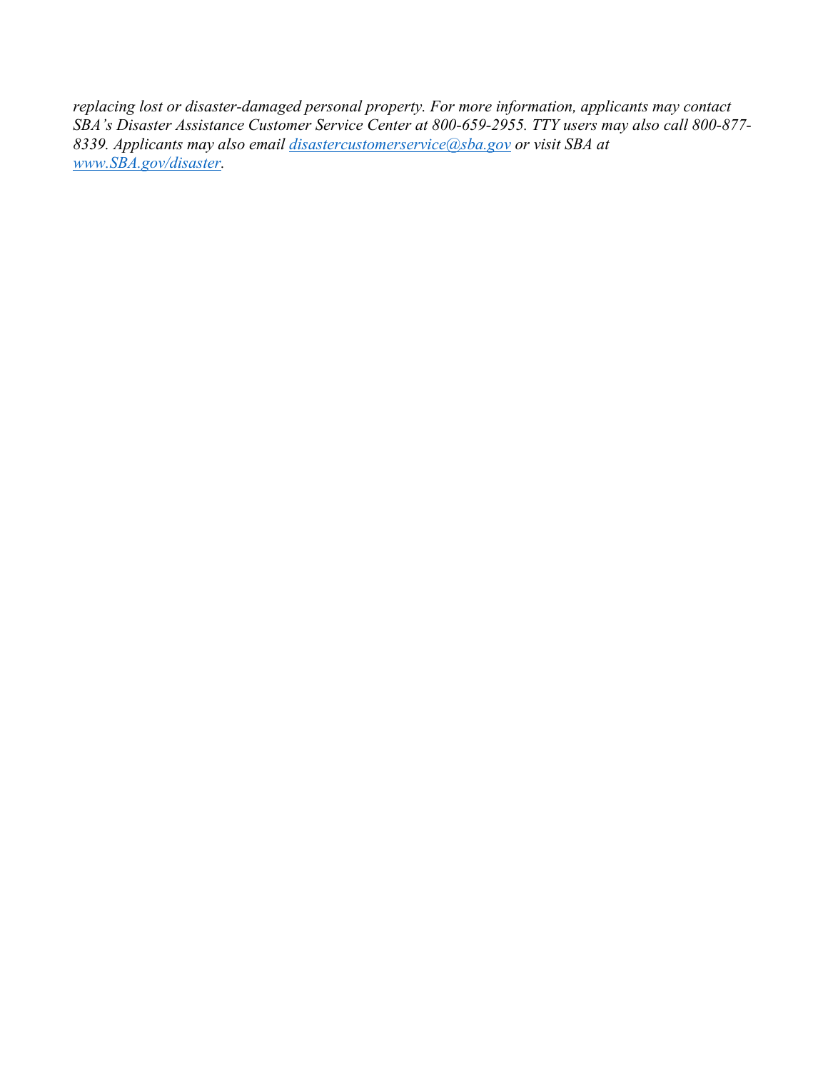*replacing lost or disaster-damaged personal property. For more information, applicants may contact SBA's Disaster Assistance Customer Service Center at 800-659-2955. TTY users may also call 800-877-8339. Applicants may also email [disastercustomerservice@sba.gov](mailto:disastercustomerservice@sba.gov) or visit SBA at [www.SBA.gov/disaster](http://www.SBA.gov/disaster).*